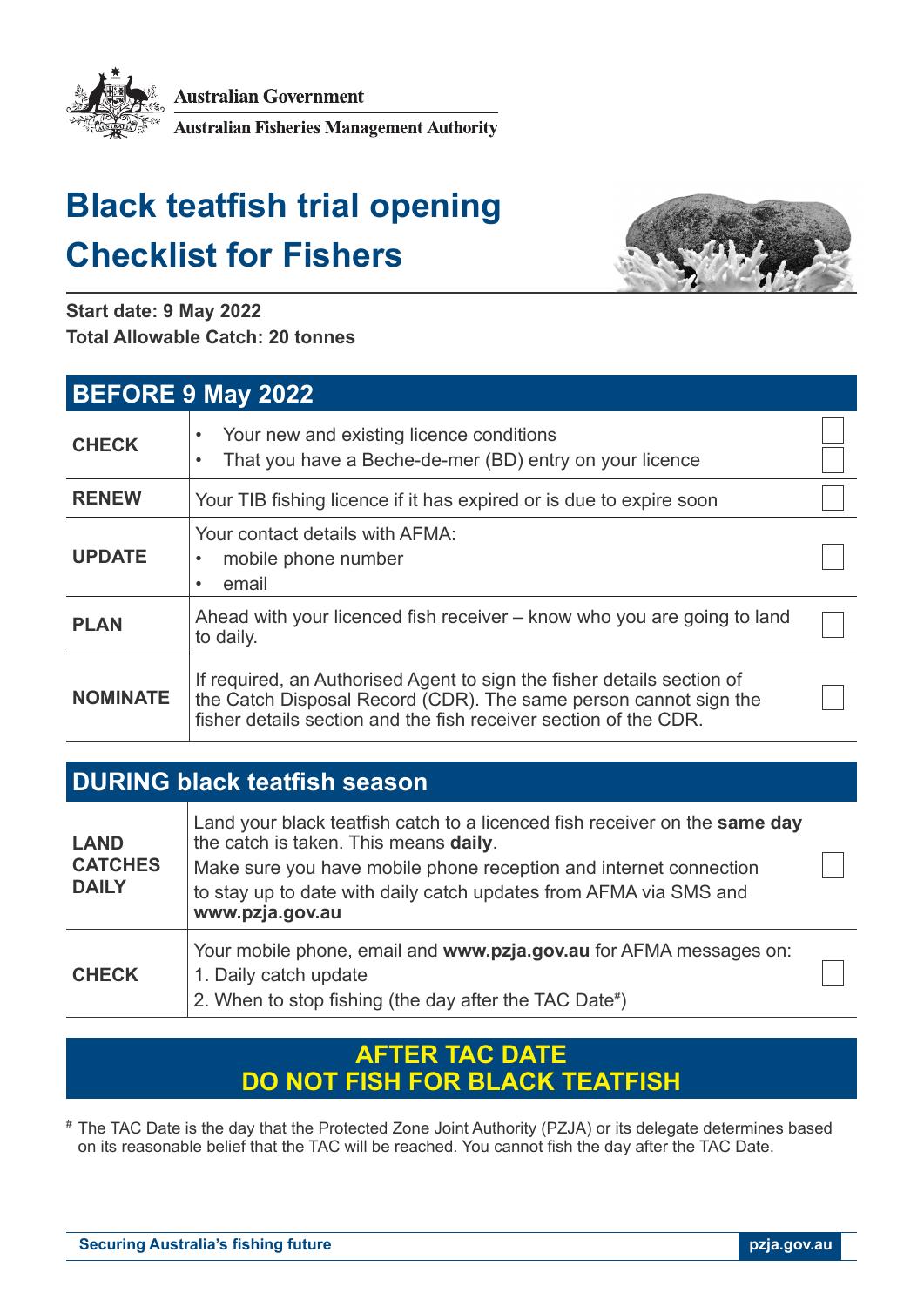Australian Government

Australian Fisheries Management Authority

# Black teatfish trial opening
# Checklist for Fishers

**Start date: 9 May 2022**
**Total Allowable Catch: 20 tonnes**

## BEFORE 9 May 2022

| | | |
|---|---|---|
| **CHECK** | • Your new and existing licence conditions<br>• That you have a Beche-de-mer (BD) entry on your licence | ☐<br>☐ |
| **RENEW** | Your TIB fishing licence if it has expired or is due to expire soon | ☐ |
| **UPDATE** | Your contact details with AFMA:<br>• mobile phone number<br>• email | ☐ |
| **PLAN** | Ahead with your licenced fish receiver – know who you are going to land to daily. | ☐ |
| **NOMINATE** | If required, an Authorised Agent to sign the fisher details section of the Catch Disposal Record (CDR). The same person cannot sign the fisher details section and the fish receiver section of the CDR. | ☐ |

## DURING black teatfish season

| | | |
|---|---|---|
| **LAND CATCHES DAILY** | Land your black teatfish catch to a licenced fish receiver on the **same day** the catch is taken. This means **daily**.<br>Make sure you have mobile phone reception and internet connection to stay up to date with daily catch updates from AFMA via SMS and **www.pzja.gov.au** | ☐ |
| **CHECK** | Your mobile phone, email and **www.pzja.gov.au** for AFMA messages on:<br>1. Daily catch update<br>2. When to stop fishing (the day after the TAC Date#) | ☐ |

## AFTER TAC DATE
## DO NOT FISH FOR BLACK TEATFISH

# The TAC Date is the day that the Protected Zone Joint Authority (PZJA) or its delegate determines based on its reasonable belief that the TAC will be reached. You cannot fish the day after the TAC Date.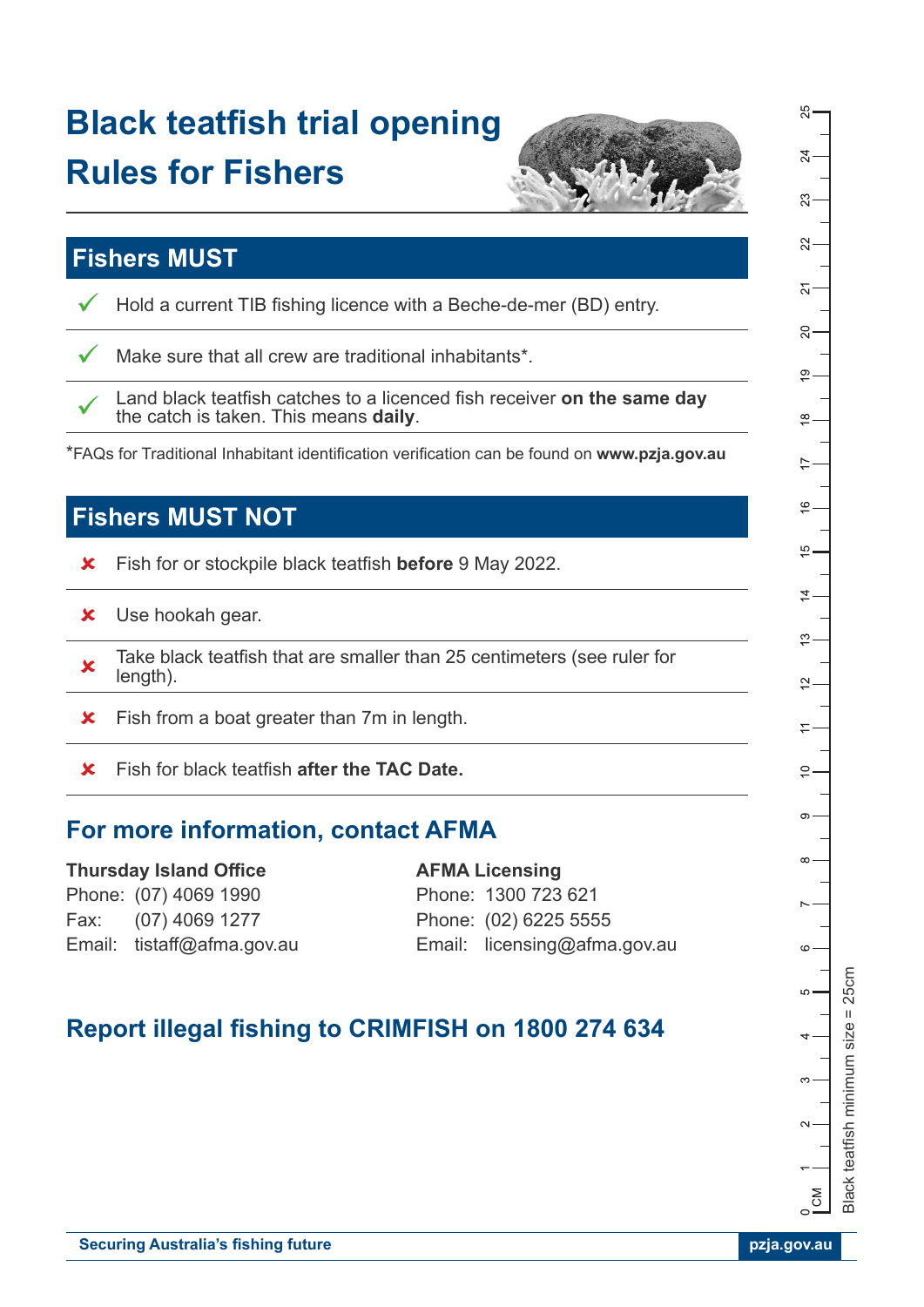# Black teatfish trial opening Rules for Fishers

## Fishers MUST

- ✓ Hold a current TIB fishing licence with a Beche-de-mer (BD) entry.
- ✓ Make sure that all crew are traditional inhabitants*.
- ✓ Land black teatfish catches to a licenced fish receiver **on the same day** the catch is taken. This means **daily**.

*FAQs for Traditional Inhabitant identification verification can be found on **www.pzja.gov.au**

## Fishers MUST NOT

- ✘ Fish for or stockpile black teatfish **before** 9 May 2022.
- ✘ Use hookah gear.
- ✘ Take black teatfish that are smaller than 25 centimeters (see ruler for length).
- ✘ Fish from a boat greater than 7m in length.
- ✘ Fish for black teatfish **after the TAC Date.**

## For more information, contact AFMA

**Thursday Island Office**
Phone: (07) 4069 1990
Fax: (07) 4069 1277
Email: tistaff@afma.gov.au

**AFMA Licensing**
Phone: 1300 723 621
Phone: (02) 6225 5555
Email: licensing@afma.gov.au

## Report illegal fishing to CRIMFISH on 1800 274 634

CM 0 1 2 3 4 5 6 7 8 9 10 11 12 13 14 15 16 17 18 19 20 21 22 23 24 25

Black teatfish minimum size = 25cm

**Securing Australia's fishing future** **pzja.gov.au**